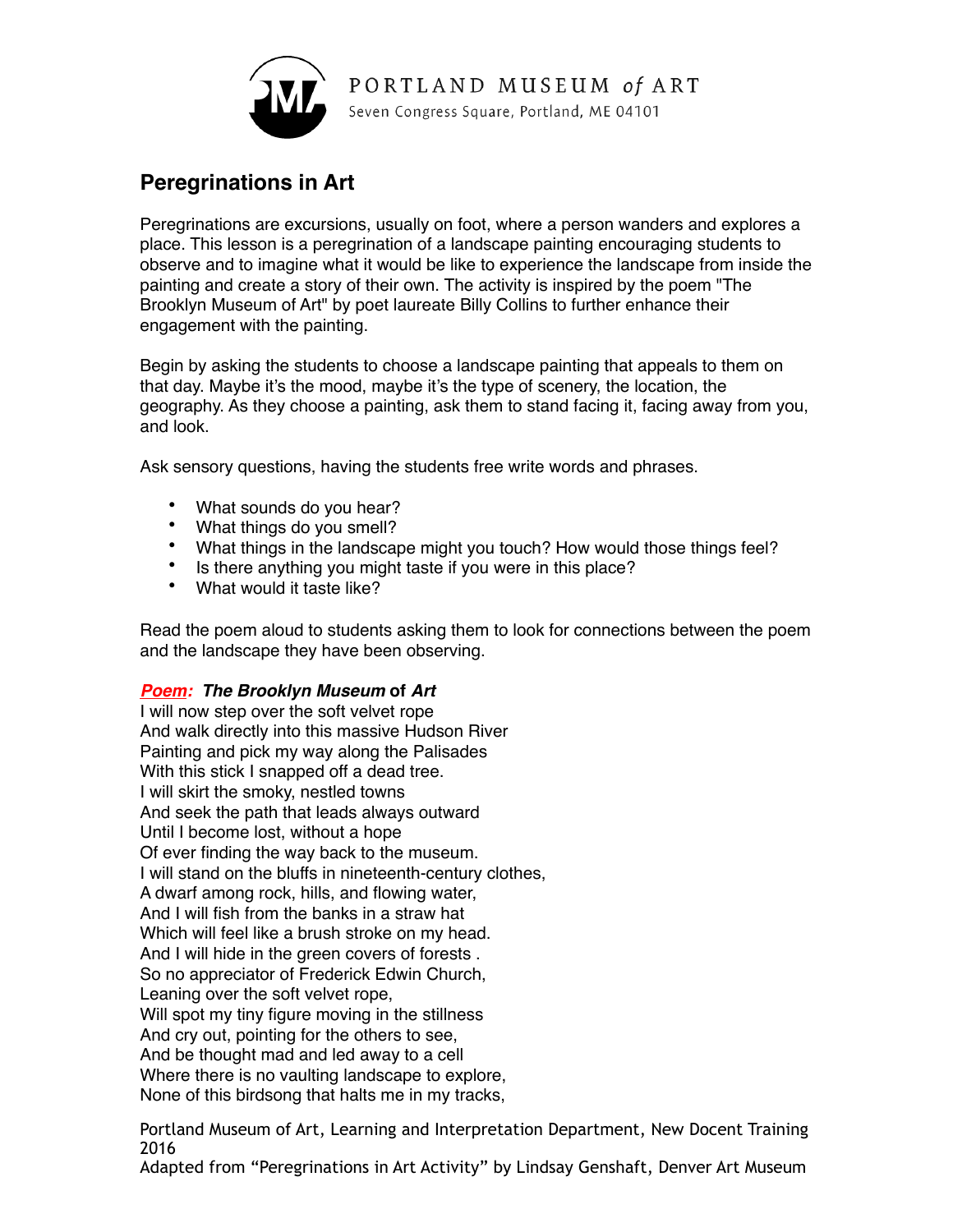PORTLAND MUSEUM *of* ART
Seven Congress Square, Portland, ME 04101

## Peregrinations in Art

Peregrinations are excursions, usually on foot, where a person wanders and explores a place. This lesson is a peregrination of a landscape painting encouraging students to observe and to imagine what it would be like to experience the landscape from inside the painting and create a story of their own. The activity is inspired by the poem "The Brooklyn Museum of Art" by poet laureate Billy Collins to further enhance their engagement with the painting.

Begin by asking the students to choose a landscape painting that appeals to them on that day. Maybe it's the mood, maybe it's the type of scenery, the location, the geography. As they choose a painting, ask them to stand facing it, facing away from you, and look.

Ask sensory questions, having the students free write words and phrases.

- What sounds do you hear?
- What things do you smell?
- What things in the landscape might you touch? How would those things feel?
- Is there anything you might taste if you were in this place?
- What would it taste like?

Read the poem aloud to students asking them to look for connections between the poem and the landscape they have been observing.

***Poem:*** ***The Brooklyn Museum* of *Art***
I will now step over the soft velvet rope
And walk directly into this massive Hudson River
Painting and pick my way along the Palisades
With this stick I snapped off a dead tree.
I will skirt the smoky, nestled towns
And seek the path that leads always outward
Until I become lost, without a hope
Of ever finding the way back to the museum.
I will stand on the bluffs in nineteenth-century clothes,
A dwarf among rock, hills, and flowing water,
And I will fish from the banks in a straw hat
Which will feel like a brush stroke on my head.
And I will hide in the green covers of forests .
So no appreciator of Frederick Edwin Church,
Leaning over the soft velvet rope,
Will spot my tiny figure moving in the stillness
And cry out, pointing for the others to see,
And be thought mad and led away to a cell
Where there is no vaulting landscape to explore,
None of this birdsong that halts me in my tracks,

Portland Museum of Art, Learning and Interpretation Department, New Docent Training 2016
Adapted from "Peregrinations in Art Activity" by Lindsay Genshaft, Denver Art Museum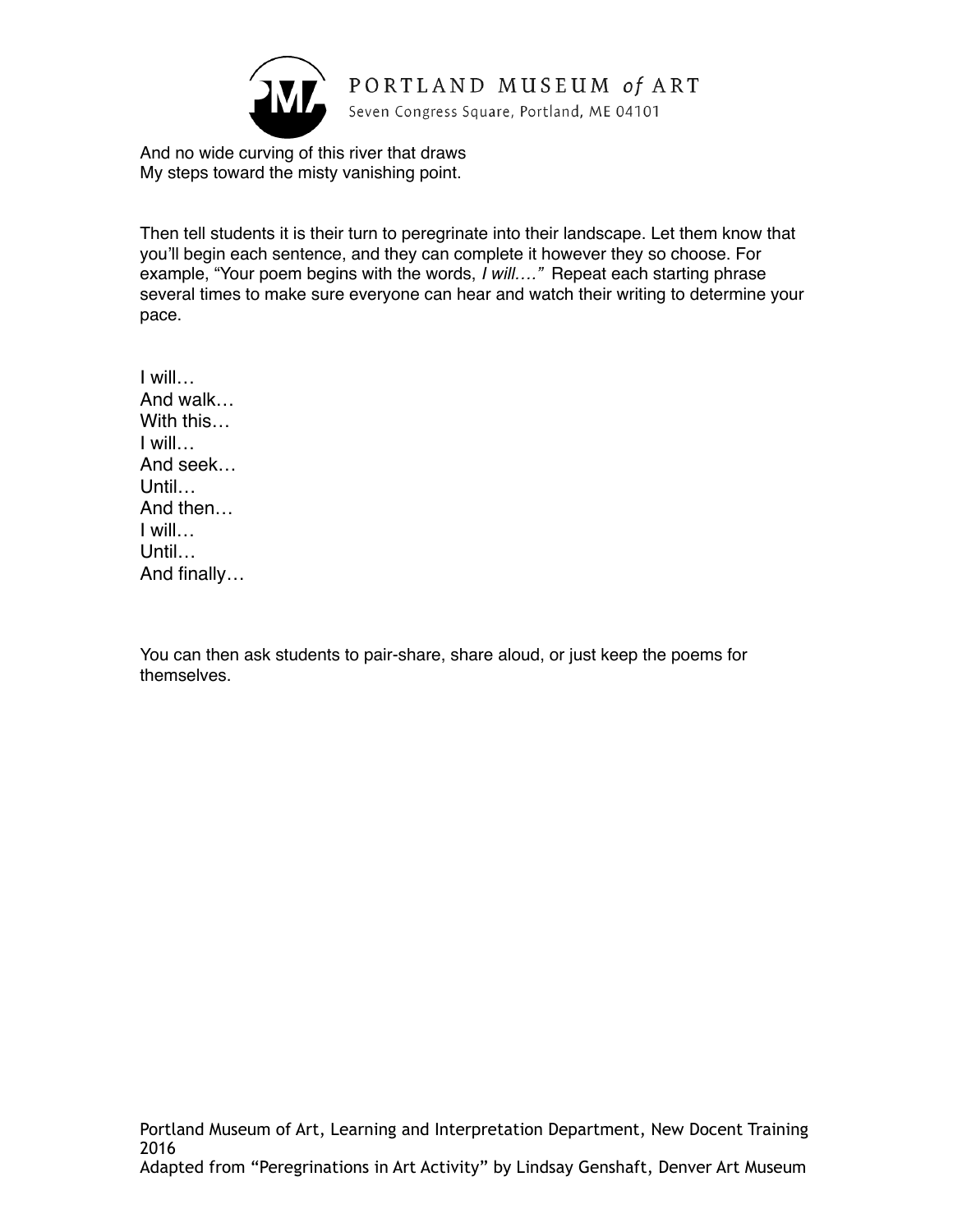And no wide curving of this river that draws
My steps toward the misty vanishing point.

Then tell students it is their turn to peregrinate into their landscape. Let them know that you'll begin each sentence, and they can complete it however they so choose. For example, "Your poem begins with the words, *I will…."* Repeat each starting phrase several times to make sure everyone can hear and watch their writing to determine your pace.

I will…
And walk…
With this…
I will…
And seek…
Until…
And then…
I will…
Until…
And finally…

You can then ask students to pair-share, share aloud, or just keep the poems for themselves.

Portland Museum of Art, Learning and Interpretation Department, New Docent Training 2016
Adapted from "Peregrinations in Art Activity" by Lindsay Genshaft, Denver Art Museum